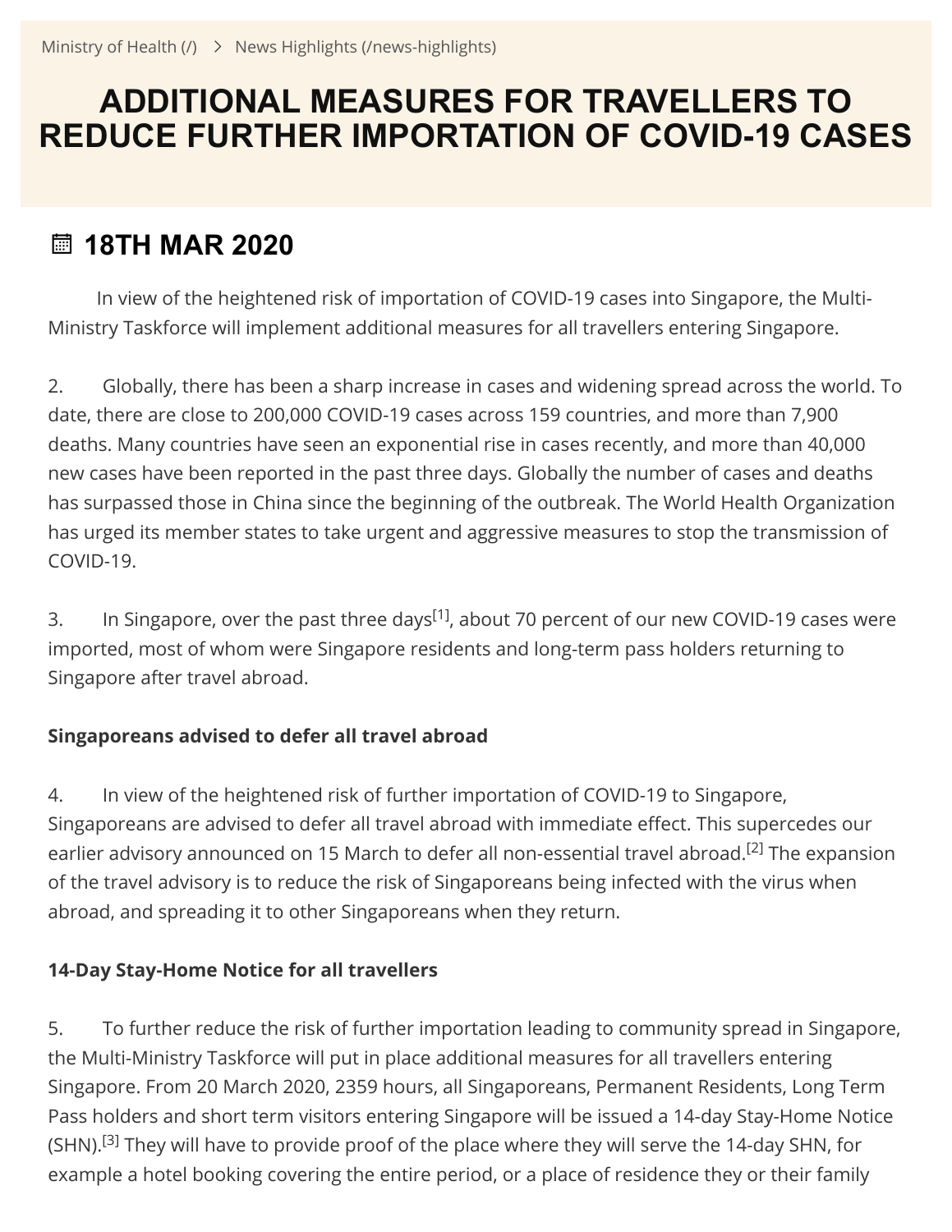Ministry of Health (/) > News Highlights (/news-highlights)

# ADDITIONAL MEASURES FOR TRAVELLERS TO REDUCE FURTHER IMPORTATION OF COVID-19 CASES

## 18TH MAR 2020

In view of the heightened risk of importation of COVID-19 cases into Singapore, the Multi-Ministry Taskforce will implement additional measures for all travellers entering Singapore.

2. Globally, there has been a sharp increase in cases and widening spread across the world. To date, there are close to 200,000 COVID-19 cases across 159 countries, and more than 7,900 deaths. Many countries have seen an exponential rise in cases recently, and more than 40,000 new cases have been reported in the past three days. Globally the number of cases and deaths has surpassed those in China since the beginning of the outbreak. The World Health Organization has urged its member states to take urgent and aggressive measures to stop the transmission of COVID-19.

3. In Singapore, over the past three days[1], about 70 percent of our new COVID-19 cases were imported, most of whom were Singapore residents and long-term pass holders returning to Singapore after travel abroad.

**Singaporeans advised to defer all travel abroad**

4. In view of the heightened risk of further importation of COVID-19 to Singapore, Singaporeans are advised to defer all travel abroad with immediate effect. This supercedes our earlier advisory announced on 15 March to defer all non-essential travel abroad.[2] The expansion of the travel advisory is to reduce the risk of Singaporeans being infected with the virus when abroad, and spreading it to other Singaporeans when they return.

**14-Day Stay-Home Notice for all travellers**

5. To further reduce the risk of further importation leading to community spread in Singapore, the Multi-Ministry Taskforce will put in place additional measures for all travellers entering Singapore. From 20 March 2020, 2359 hours, all Singaporeans, Permanent Residents, Long Term Pass holders and short term visitors entering Singapore will be issued a 14-day Stay-Home Notice (SHN).[3] They will have to provide proof of the place where they will serve the 14-day SHN, for example a hotel booking covering the entire period, or a place of residence they or their family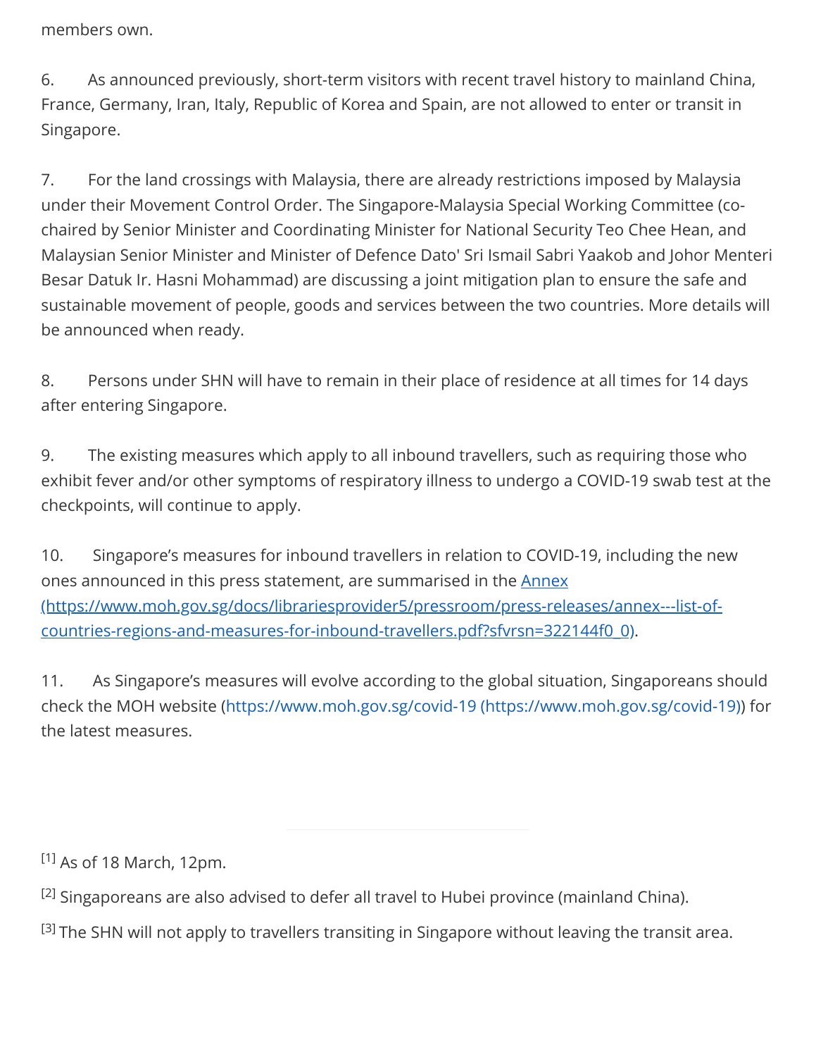members own.

6. As announced previously, short-term visitors with recent travel history to mainland China, France, Germany, Iran, Italy, Republic of Korea and Spain, are not allowed to enter or transit in Singapore.

7. For the land crossings with Malaysia, there are already restrictions imposed by Malaysia under their Movement Control Order. The Singapore-Malaysia Special Working Committee (co-chaired by Senior Minister and Coordinating Minister for National Security Teo Chee Hean, and Malaysian Senior Minister and Minister of Defence Dato' Sri Ismail Sabri Yaakob and Johor Menteri Besar Datuk Ir. Hasni Mohammad) are discussing a joint mitigation plan to ensure the safe and sustainable movement of people, goods and services between the two countries. More details will be announced when ready.

8. Persons under SHN will have to remain in their place of residence at all times for 14 days after entering Singapore.

9. The existing measures which apply to all inbound travellers, such as requiring those who exhibit fever and/or other symptoms of respiratory illness to undergo a COVID-19 swab test at the checkpoints, will continue to apply.

10. Singapore's measures for inbound travellers in relation to COVID-19, including the new ones announced in this press statement, are summarised in the [Annex (https://www.moh.gov.sg/docs/librariesprovider5/pressroom/press-releases/annex---list-of-countries-regions-and-measures-for-inbound-travellers.pdf?sfvrsn=322144f0_0)](https://www.moh.gov.sg/docs/librariesprovider5/pressroom/press-releases/annex---list-of-countries-regions-and-measures-for-inbound-travellers.pdf?sfvrsn=322144f0_0).

11. As Singapore's measures will evolve according to the global situation, Singaporeans should check the MOH website (https://www.moh.gov.sg/covid-19 (https://www.moh.gov.sg/covid-19)) for the latest measures.

---

[1] As of 18 March, 12pm.

[2] Singaporeans are also advised to defer all travel to Hubei province (mainland China).

[3] The SHN will not apply to travellers transiting in Singapore without leaving the transit area.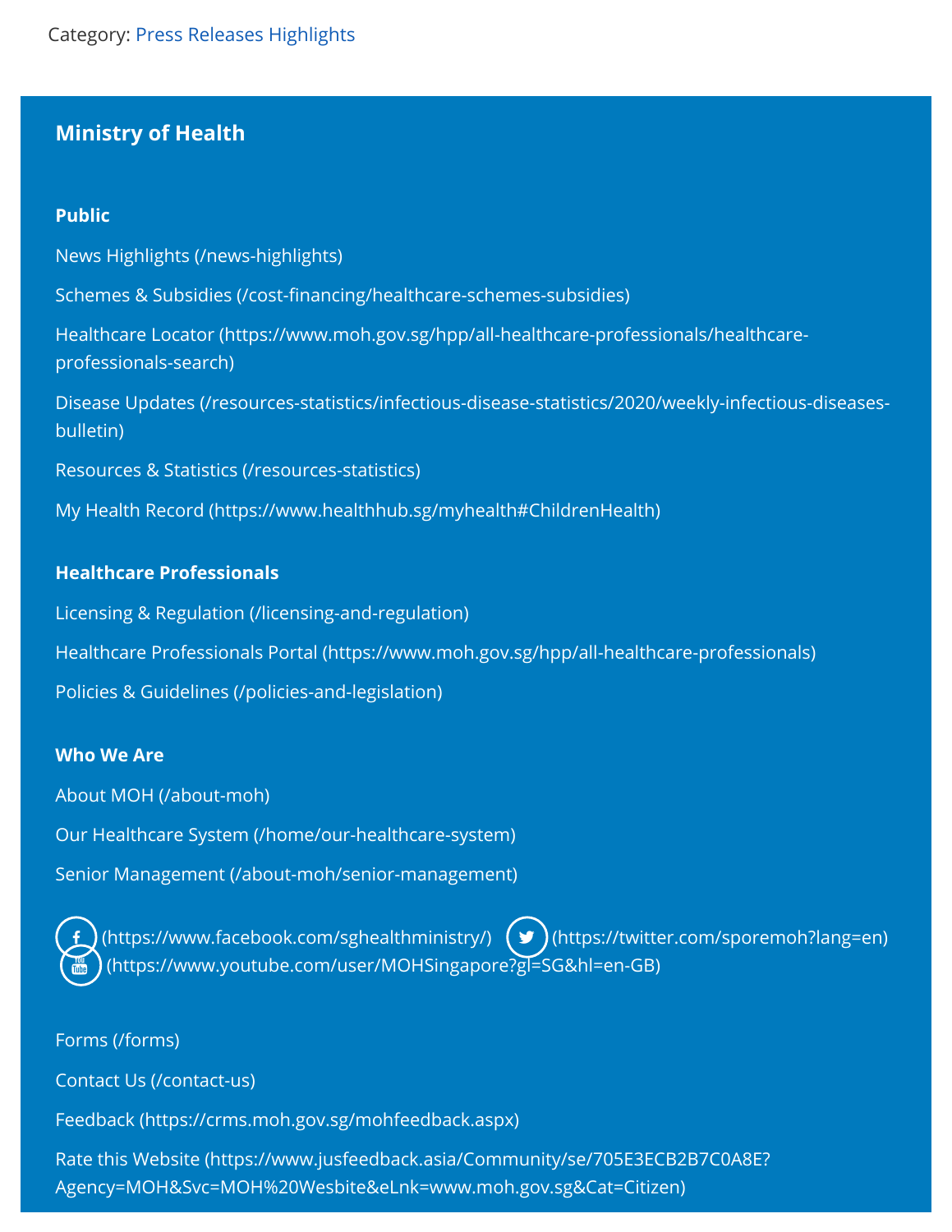Category: Press Releases Highlights

**Ministry of Health**

**Public**

News Highlights (/news-highlights)

Schemes & Subsidies (/cost-financing/healthcare-schemes-subsidies)

Healthcare Locator (https://www.moh.gov.sg/hpp/all-healthcare-professionals/healthcare-professionals-search)

Disease Updates (/resources-statistics/infectious-disease-statistics/2020/weekly-infectious-diseases-bulletin)

Resources & Statistics (/resources-statistics)

My Health Record (https://www.healthhub.sg/myhealth#ChildrenHealth)

**Healthcare Professionals**

Licensing & Regulation (/licensing-and-regulation)

Healthcare Professionals Portal (https://www.moh.gov.sg/hpp/all-healthcare-professionals)

Policies & Guidelines (/policies-and-legislation)

**Who We Are**

About MOH (/about-moh)

Our Healthcare System (/home/our-healthcare-system)

Senior Management (/about-moh/senior-management)

(https://www.facebook.com/sghealthministry/) (https://twitter.com/sporemoh?lang=en) (https://www.youtube.com/user/MOHSingapore?gl=SG&hl=en-GB)

Forms (/forms)

Contact Us (/contact-us)

Feedback (https://crms.moh.gov.sg/mohfeedback.aspx)

Rate this Website (https://www.jusfeedback.asia/Community/se/705E3ECB2B7C0A8E?Agency=MOH&Svc=MOH%20Wesbite&eLnk=www.moh.gov.sg&Cat=Citizen)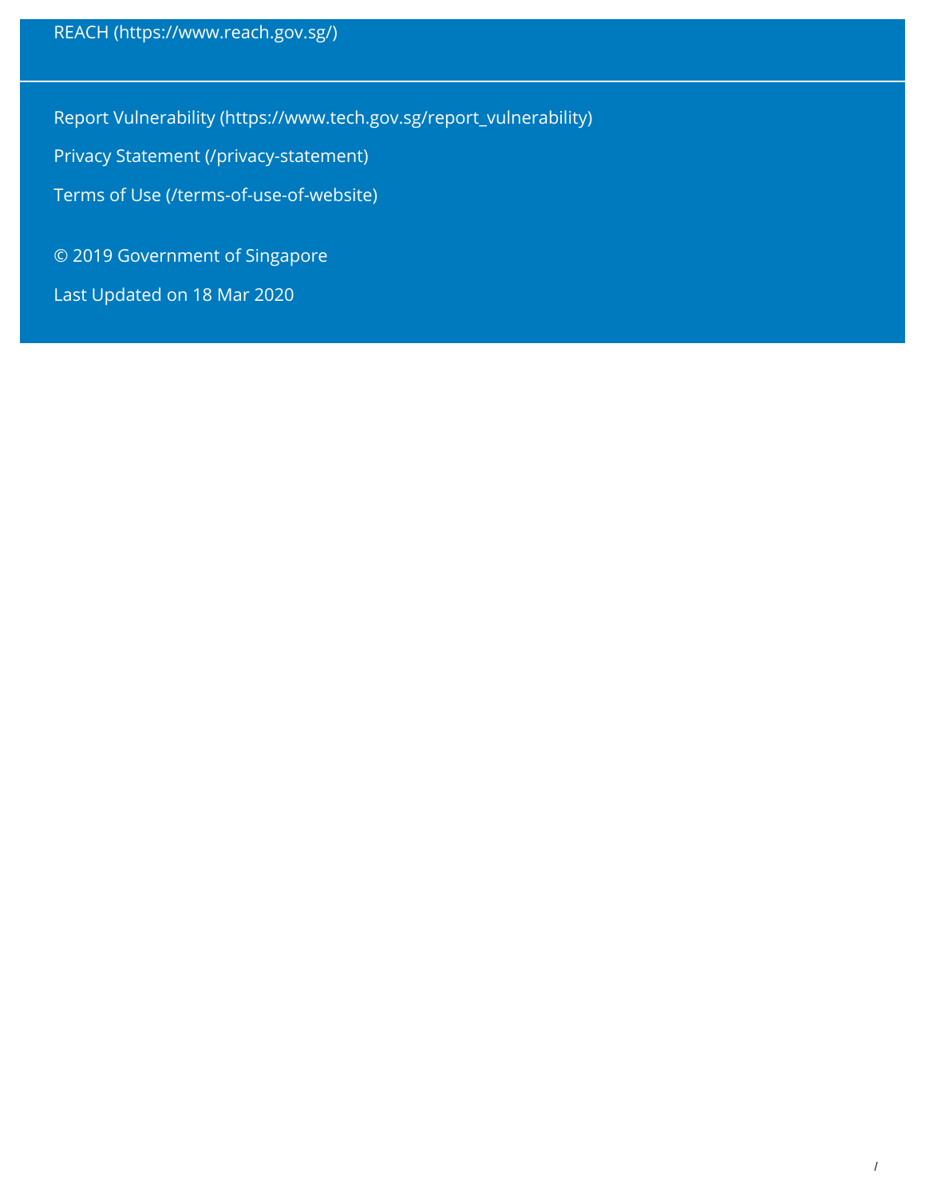REACH (https://www.reach.gov.sg/)

Report Vulnerability (https://www.tech.gov.sg/report_vulnerability)

Privacy Statement (/privacy-statement)

Terms of Use (/terms-of-use-of-website)

© 2019 Government of Singapore

Last Updated on 18 Mar 2020